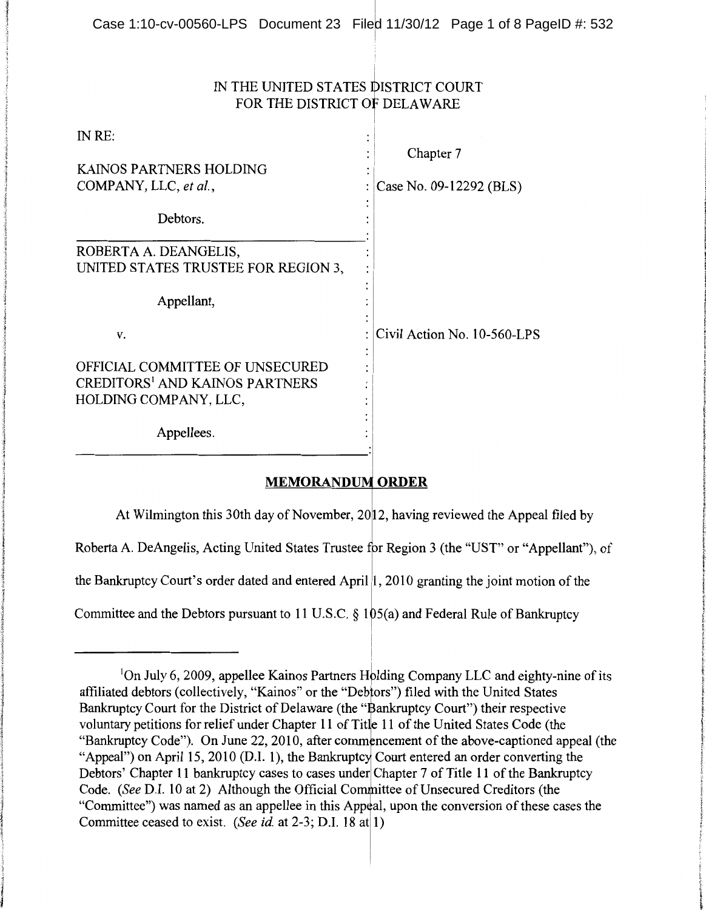IN THE UNITED STATES DISTRICT COURT
FOR THE DISTRICT OF DELAWARE

| | |
|---|---|
| IN RE: | Chapter 7 |
| KAINOS PARTNERS HOLDING COMPANY, LLC, *et al.*, | Case No. 09-12292 (BLS) |
| Debtors. | |
| ROBERTA A. DEANGELIS, UNITED STATES TRUSTEE FOR REGION 3, | |
| Appellant, | |
| v. | Civil Action No. 10-560-LPS |
| OFFICIAL COMMITTEE OF UNSECURED CREDITORS[1] AND KAINOS PARTNERS HOLDING COMPANY, LLC, | |
| Appellees. | |

## MEMORANDUM ORDER

At Wilmington this 30th day of November, 2012, having reviewed the Appeal filed by Roberta A. DeAngelis, Acting United States Trustee for Region 3 (the "UST" or "Appellant"), of the Bankruptcy Court's order dated and entered April 1, 2010 granting the joint motion of the Committee and the Debtors pursuant to 11 U.S.C. § 105(a) and Federal Rule of Bankruptcy

---

[1]On July 6, 2009, appellee Kainos Partners Holding Company LLC and eighty-nine of its affiliated debtors (collectively, "Kainos" or the "Debtors") filed with the United States Bankruptcy Court for the District of Delaware (the "Bankruptcy Court") their respective voluntary petitions for relief under Chapter 11 of Title 11 of the United States Code (the "Bankruptcy Code"). On June 22, 2010, after commencement of the above-captioned appeal (the "Appeal") on April 15, 2010 (D.I. 1), the Bankruptcy Court entered an order converting the Debtors' Chapter 11 bankruptcy cases to cases under Chapter 7 of Title 11 of the Bankruptcy Code. (*See* D.I. 10 at 2) Although the Official Committee of Unsecured Creditors (the "Committee") was named as an appellee in this Appeal, upon the conversion of these cases the Committee ceased to exist. (*See id.* at 2-3; D.I. 18 at 1)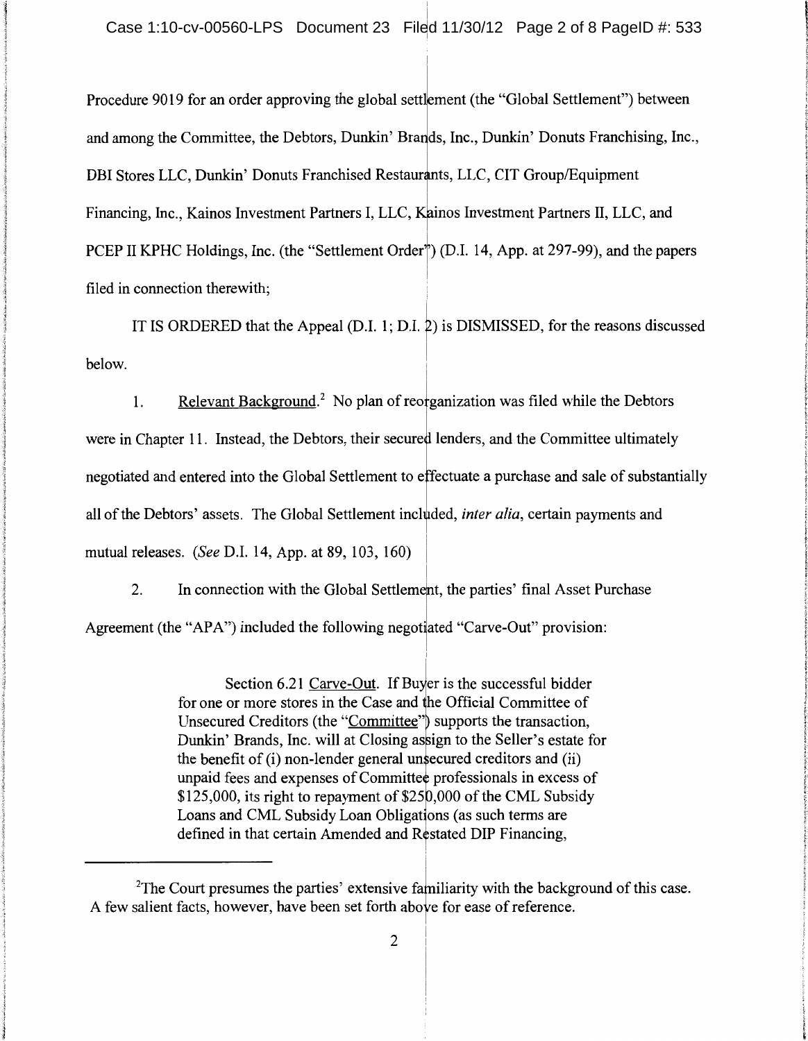Procedure 9019 for an order approving the global settlement (the "Global Settlement") between and among the Committee, the Debtors, Dunkin' Brands, Inc., Dunkin' Donuts Franchising, Inc., DBI Stores LLC, Dunkin' Donuts Franchised Restaurants, LLC, CIT Group/Equipment Financing, Inc., Kainos Investment Partners I, LLC, Kainos Investment Partners II, LLC, and PCEP II KPHC Holdings, Inc. (the "Settlement Order") (D.I. 14, App. at 297-99), and the papers filed in connection therewith;

IT IS ORDERED that the Appeal (D.I. 1; D.I. 2) is DISMISSED, for the reasons discussed below.

1. Relevant Background.[2] No plan of reorganization was filed while the Debtors were in Chapter 11. Instead, the Debtors, their secured lenders, and the Committee ultimately negotiated and entered into the Global Settlement to effectuate a purchase and sale of substantially all of the Debtors' assets. The Global Settlement included, *inter alia*, certain payments and mutual releases. (*See* D.I. 14, App. at 89, 103, 160)

2. In connection with the Global Settlement, the parties' final Asset Purchase Agreement (the "APA") included the following negotiated "Carve-Out" provision:

> Section 6.21 Carve-Out. If Buyer is the successful bidder for one or more stores in the Case and the Official Committee of Unsecured Creditors (the "Committee") supports the transaction, Dunkin' Brands, Inc. will at Closing assign to the Seller's estate for the benefit of (i) non-lender general unsecured creditors and (ii) unpaid fees and expenses of Committee professionals in excess of $125,000, its right to repayment of $250,000 of the CML Subsidy Loans and CML Subsidy Loan Obligations (as such terms are defined in that certain Amended and Restated DIP Financing,

[2] The Court presumes the parties' extensive familiarity with the background of this case. A few salient facts, however, have been set forth above for ease of reference.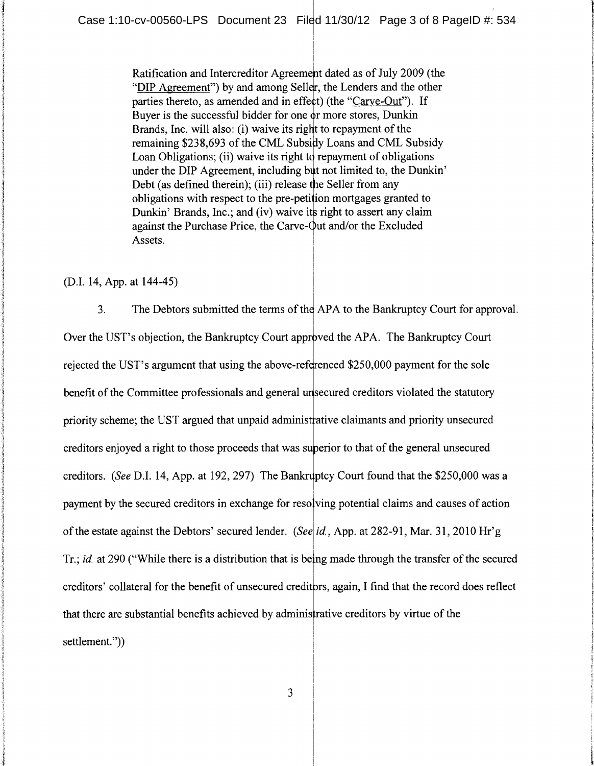> Ratification and Intercreditor Agreement dated as of July 2009 (the "DIP Agreement") by and among Seller, the Lenders and the other parties thereto, as amended and in effect) (the "Carve-Out"). If Buyer is the successful bidder for one or more stores, Dunkin Brands, Inc. will also: (i) waive its right to repayment of the remaining $238,693 of the CML Subsidy Loans and CML Subsidy Loan Obligations; (ii) waive its right to repayment of obligations under the DIP Agreement, including but not limited to, the Dunkin' Debt (as defined therein); (iii) release the Seller from any obligations with respect to the pre-petition mortgages granted to Dunkin' Brands, Inc.; and (iv) waive its right to assert any claim against the Purchase Price, the Carve-Out and/or the Excluded Assets.

(D.I. 14, App. at 144-45)

3. The Debtors submitted the terms of the APA to the Bankruptcy Court for approval. Over the UST's objection, the Bankruptcy Court approved the APA. The Bankruptcy Court rejected the UST's argument that using the above-referenced $250,000 payment for the sole benefit of the Committee professionals and general unsecured creditors violated the statutory priority scheme; the UST argued that unpaid administrative claimants and priority unsecured creditors enjoyed a right to those proceeds that was superior to that of the general unsecured creditors. (*See* D.I. 14, App. at 192, 297) The Bankruptcy Court found that the $250,000 was a payment by the secured creditors in exchange for resolving potential claims and causes of action of the estate against the Debtors' secured lender. (*See id.*, App. at 282-91, Mar. 31, 2010 Hr'g Tr.; *id.* at 290 ("While there is a distribution that is being made through the transfer of the secured creditors' collateral for the benefit of unsecured creditors, again, I find that the record does reflect that there are substantial benefits achieved by administrative creditors by virtue of the settlement."))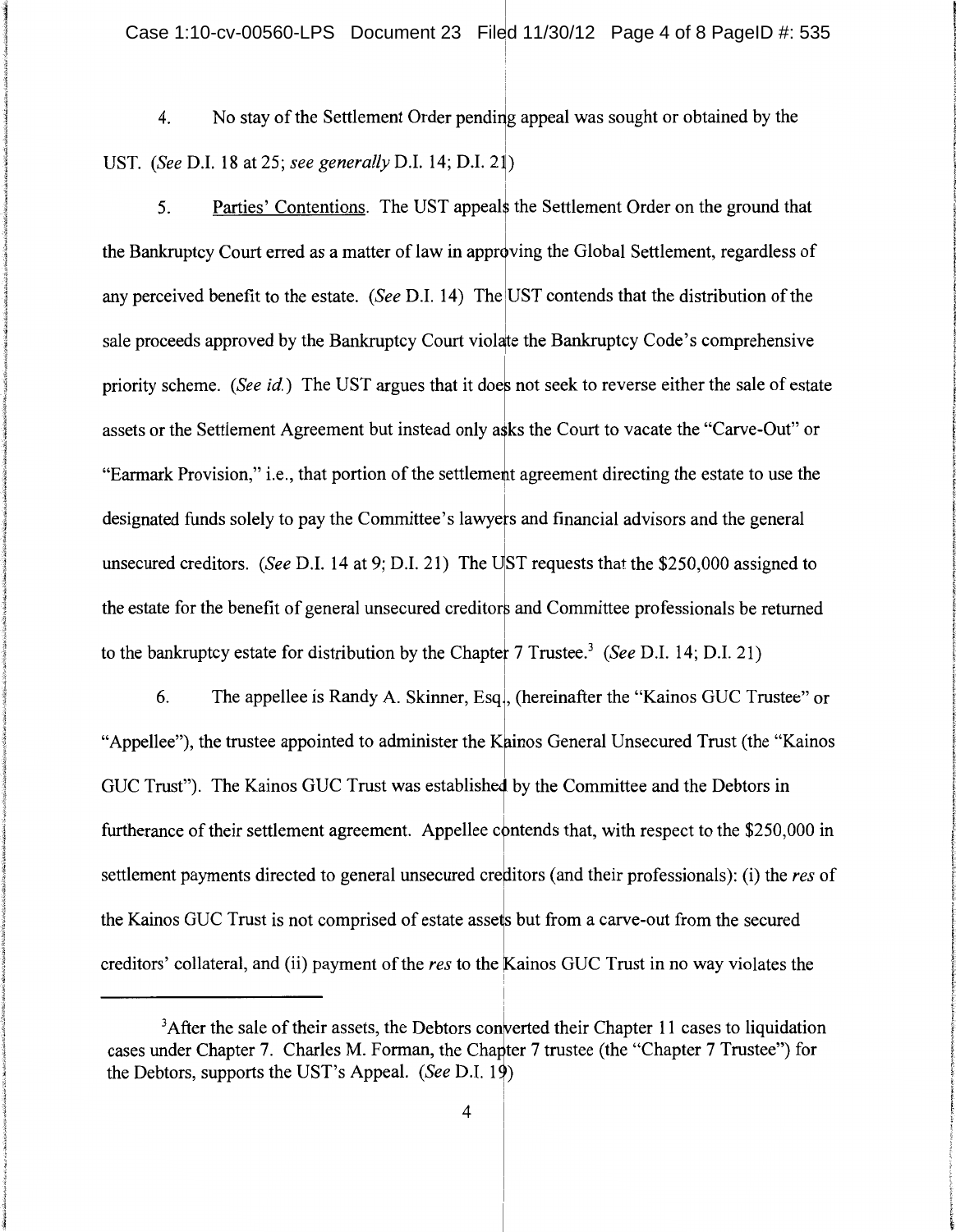4. No stay of the Settlement Order pending appeal was sought or obtained by the UST. (*See* D.I. 18 at 25; *see generally* D.I. 14; D.I. 21)

5. Parties' Contentions. The UST appeals the Settlement Order on the ground that the Bankruptcy Court erred as a matter of law in approving the Global Settlement, regardless of any perceived benefit to the estate. (*See* D.I. 14) The UST contends that the distribution of the sale proceeds approved by the Bankruptcy Court violate the Bankruptcy Code's comprehensive priority scheme. (*See id.*) The UST argues that it does not seek to reverse either the sale of estate assets or the Settlement Agreement but instead only asks the Court to vacate the "Carve-Out" or "Earmark Provision," i.e., that portion of the settlement agreement directing the estate to use the designated funds solely to pay the Committee's lawyers and financial advisors and the general unsecured creditors. (*See* D.I. 14 at 9; D.I. 21) The UST requests that the $250,000 assigned to the estate for the benefit of general unsecured creditors and Committee professionals be returned to the bankruptcy estate for distribution by the Chapter 7 Trustee.[3] (*See* D.I. 14; D.I. 21)

6. The appellee is Randy A. Skinner, Esq., (hereinafter the "Kainos GUC Trustee" or "Appellee"), the trustee appointed to administer the Kainos General Unsecured Trust (the "Kainos GUC Trust"). The Kainos GUC Trust was established by the Committee and the Debtors in furtherance of their settlement agreement. Appellee contends that, with respect to the $250,000 in settlement payments directed to general unsecured creditors (and their professionals): (i) the *res* of the Kainos GUC Trust is not comprised of estate assets but from a carve-out from the secured creditors' collateral, and (ii) payment of the *res* to the Kainos GUC Trust in no way violates the

---

[3]After the sale of their assets, the Debtors converted their Chapter 11 cases to liquidation cases under Chapter 7. Charles M. Forman, the Chapter 7 trustee (the "Chapter 7 Trustee") for the Debtors, supports the UST's Appeal. (*See* D.I. 19)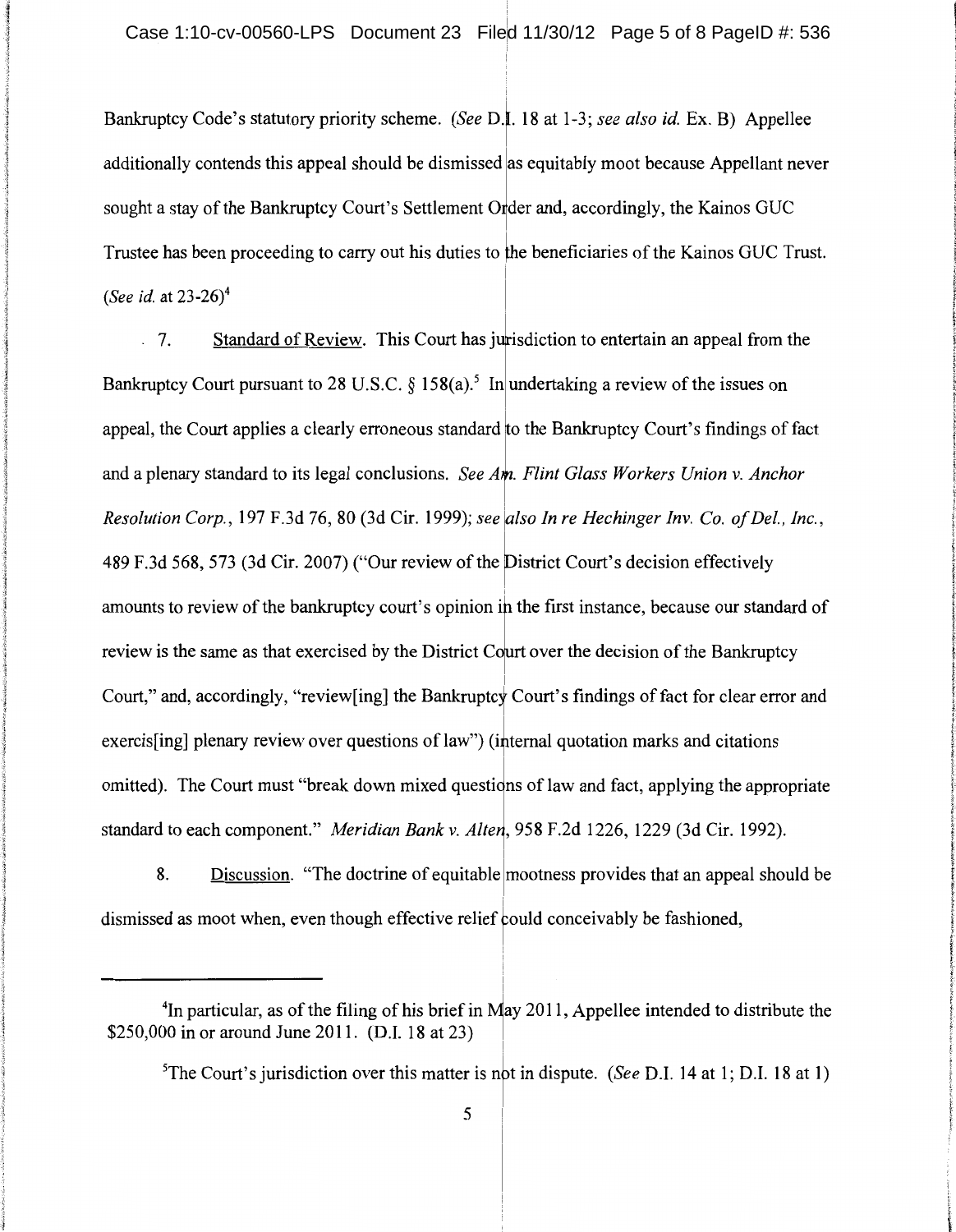Bankruptcy Code's statutory priority scheme. (*See* D.I. 18 at 1-3; *see also id.* Ex. B) Appellee additionally contends this appeal should be dismissed as equitably moot because Appellant never sought a stay of the Bankruptcy Court's Settlement Order and, accordingly, the Kainos GUC Trustee has been proceeding to carry out his duties to the beneficiaries of the Kainos GUC Trust. (*See id.* at 23-26)[4]

7. Standard of Review. This Court has jurisdiction to entertain an appeal from the Bankruptcy Court pursuant to 28 U.S.C. § 158(a).[5] In undertaking a review of the issues on appeal, the Court applies a clearly erroneous standard to the Bankruptcy Court's findings of fact and a plenary standard to its legal conclusions. *See Am. Flint Glass Workers Union v. Anchor Resolution Corp.*, 197 F.3d 76, 80 (3d Cir. 1999); *see also In re Hechinger Inv. Co. of Del., Inc.*, 489 F.3d 568, 573 (3d Cir. 2007) ("Our review of the District Court's decision effectively amounts to review of the bankruptcy court's opinion in the first instance, because our standard of review is the same as that exercised by the District Court over the decision of the Bankruptcy Court," and, accordingly, "review[ing] the Bankruptcy Court's findings of fact for clear error and exercis[ing] plenary review over questions of law") (internal quotation marks and citations omitted). The Court must "break down mixed questions of law and fact, applying the appropriate standard to each component." *Meridian Bank v. Alten*, 958 F.2d 1226, 1229 (3d Cir. 1992).

8. Discussion. "The doctrine of equitable mootness provides that an appeal should be dismissed as moot when, even though effective relief could conceivably be fashioned,

---

[4]In particular, as of the filing of his brief in May 2011, Appellee intended to distribute the \$250,000 in or around June 2011. (D.I. 18 at 23)

[5]The Court's jurisdiction over this matter is not in dispute. (*See* D.I. 14 at 1; D.I. 18 at 1)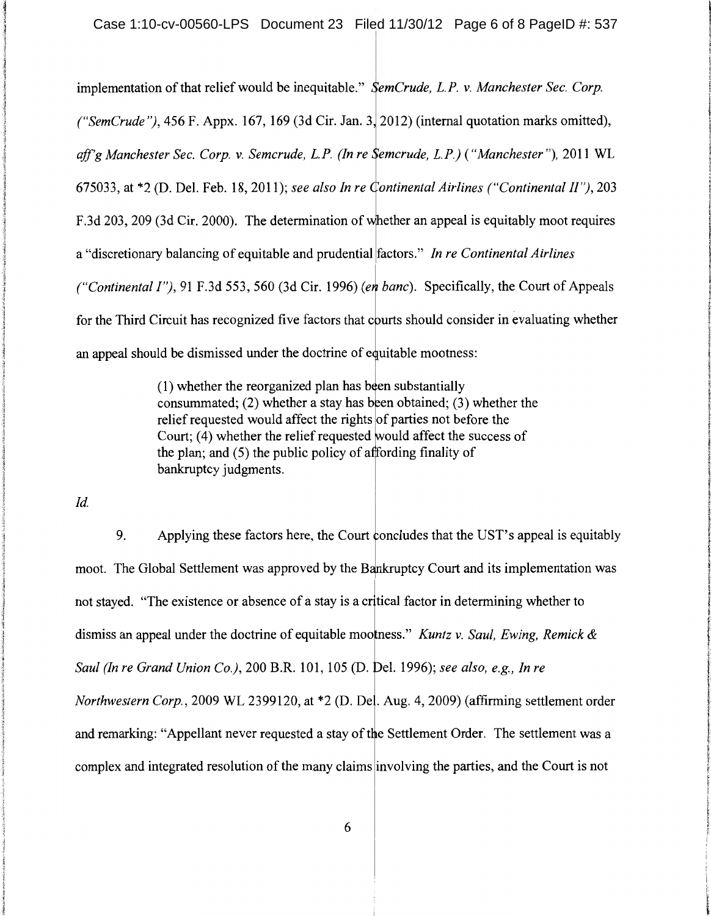implementation of that relief would be inequitable." *SemCrude, L.P. v. Manchester Sec. Corp. ("SemCrude")*, 456 F. Appx. 167, 169 (3d Cir. Jan. 3, 2012) (internal quotation marks omitted), *aff'g Manchester Sec. Corp. v. Semcrude, L.P. (In re Semcrude, L.P.) ("Manchester")*, 2011 WL 675033, at *2 (D. Del. Feb. 18, 2011); *see also In re Continental Airlines ("Continental II")*, 203 F.3d 203, 209 (3d Cir. 2000). The determination of whether an appeal is equitably moot requires a "discretionary balancing of equitable and prudential factors." *In re Continental Airlines ("Continental I")*, 91 F.3d 553, 560 (3d Cir. 1996) (*en banc*). Specifically, the Court of Appeals for the Third Circuit has recognized five factors that courts should consider in evaluating whether an appeal should be dismissed under the doctrine of equitable mootness:

> (1) whether the reorganized plan has been substantially consummated; (2) whether a stay has been obtained; (3) whether the relief requested would affect the rights of parties not before the Court; (4) whether the relief requested would affect the success of the plan; and (5) the public policy of affording finality of bankruptcy judgments.

*Id.*

9. Applying these factors here, the Court concludes that the UST's appeal is equitably moot. The Global Settlement was approved by the Bankruptcy Court and its implementation was not stayed. "The existence or absence of a stay is a critical factor in determining whether to dismiss an appeal under the doctrine of equitable mootness." *Kuntz v. Saul, Ewing, Remick & Saul (In re Grand Union Co.)*, 200 B.R. 101, 105 (D. Del. 1996); *see also, e.g., In re Northwestern Corp.*, 2009 WL 2399120, at *2 (D. Del. Aug. 4, 2009) (affirming settlement order and remarking: "Appellant never requested a stay of the Settlement Order. The settlement was a complex and integrated resolution of the many claims involving the parties, and the Court is not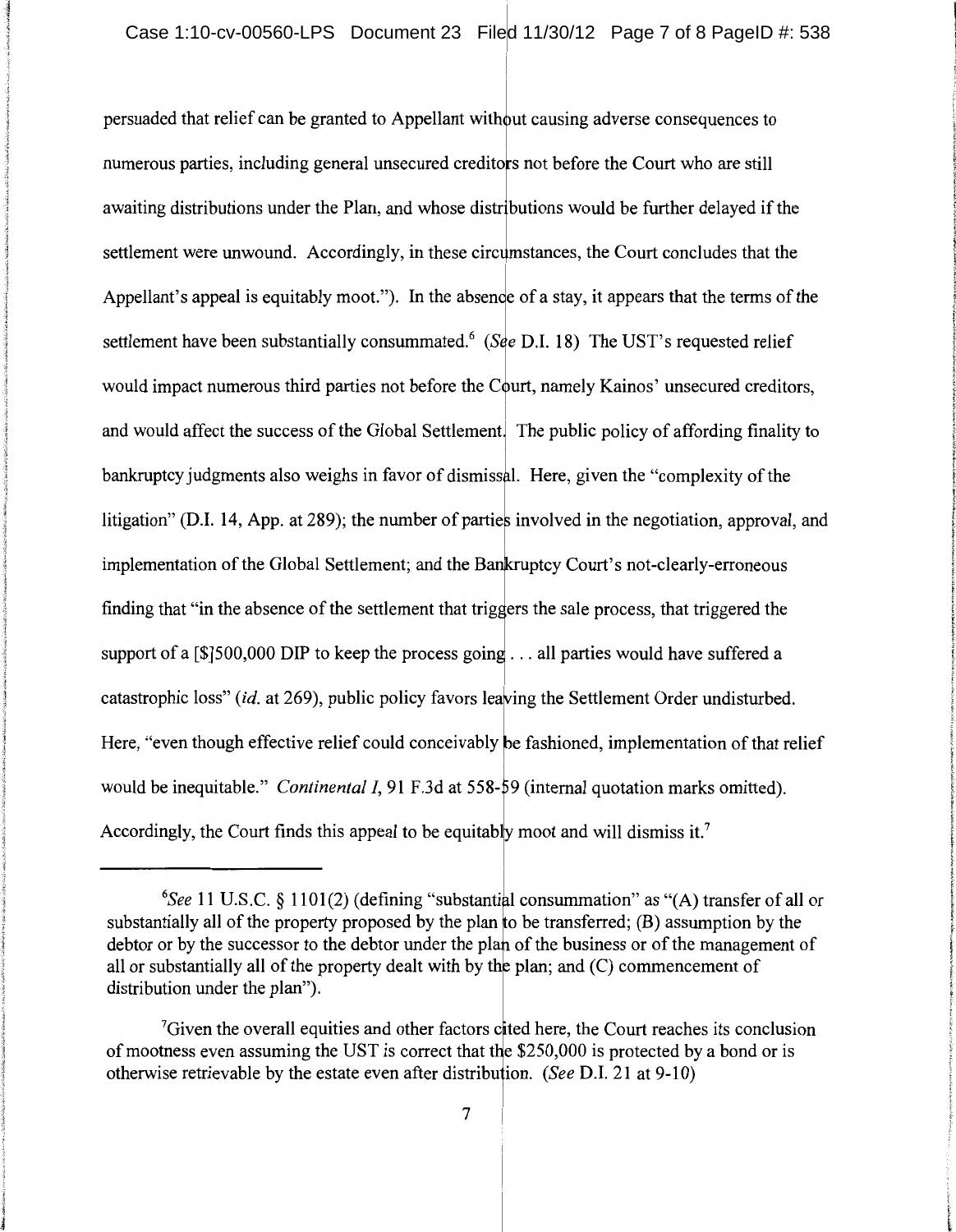persuaded that relief can be granted to Appellant without causing adverse consequences to numerous parties, including general unsecured creditors not before the Court who are still awaiting distributions under the Plan, and whose distributions would be further delayed if the settlement were unwound. Accordingly, in these circumstances, the Court concludes that the Appellant's appeal is equitably moot."). In the absence of a stay, it appears that the terms of the settlement have been substantially consummated.[6] (*See* D.I. 18) The UST's requested relief would impact numerous third parties not before the Court, namely Kainos' unsecured creditors, and would affect the success of the Global Settlement. The public policy of affording finality to bankruptcy judgments also weighs in favor of dismissal. Here, given the "complexity of the litigation" (D.I. 14, App. at 289); the number of parties involved in the negotiation, approval, and implementation of the Global Settlement; and the Bankruptcy Court's not-clearly-erroneous finding that "in the absence of the settlement that triggers the sale process, that triggered the support of a [$]500,000 DIP to keep the process going . . . all parties would have suffered a catastrophic loss" (*id.* at 269), public policy favors leaving the Settlement Order undisturbed. Here, "even though effective relief could conceivably be fashioned, implementation of that relief would be inequitable." *Continental I*, 91 F.3d at 558-59 (internal quotation marks omitted). Accordingly, the Court finds this appeal to be equitably moot and will dismiss it.[7]

---

[6]*See* 11 U.S.C. § 1101(2) (defining "substantial consummation" as "(A) transfer of all or substantially all of the property proposed by the plan to be transferred; (B) assumption by the debtor or by the successor to the debtor under the plan of the business or of the management of all or substantially all of the property dealt with by the plan; and (C) commencement of distribution under the plan").

[7]Given the overall equities and other factors cited here, the Court reaches its conclusion of mootness even assuming the UST is correct that the $250,000 is protected by a bond or is otherwise retrievable by the estate even after distribution. (*See* D.I. 21 at 9-10)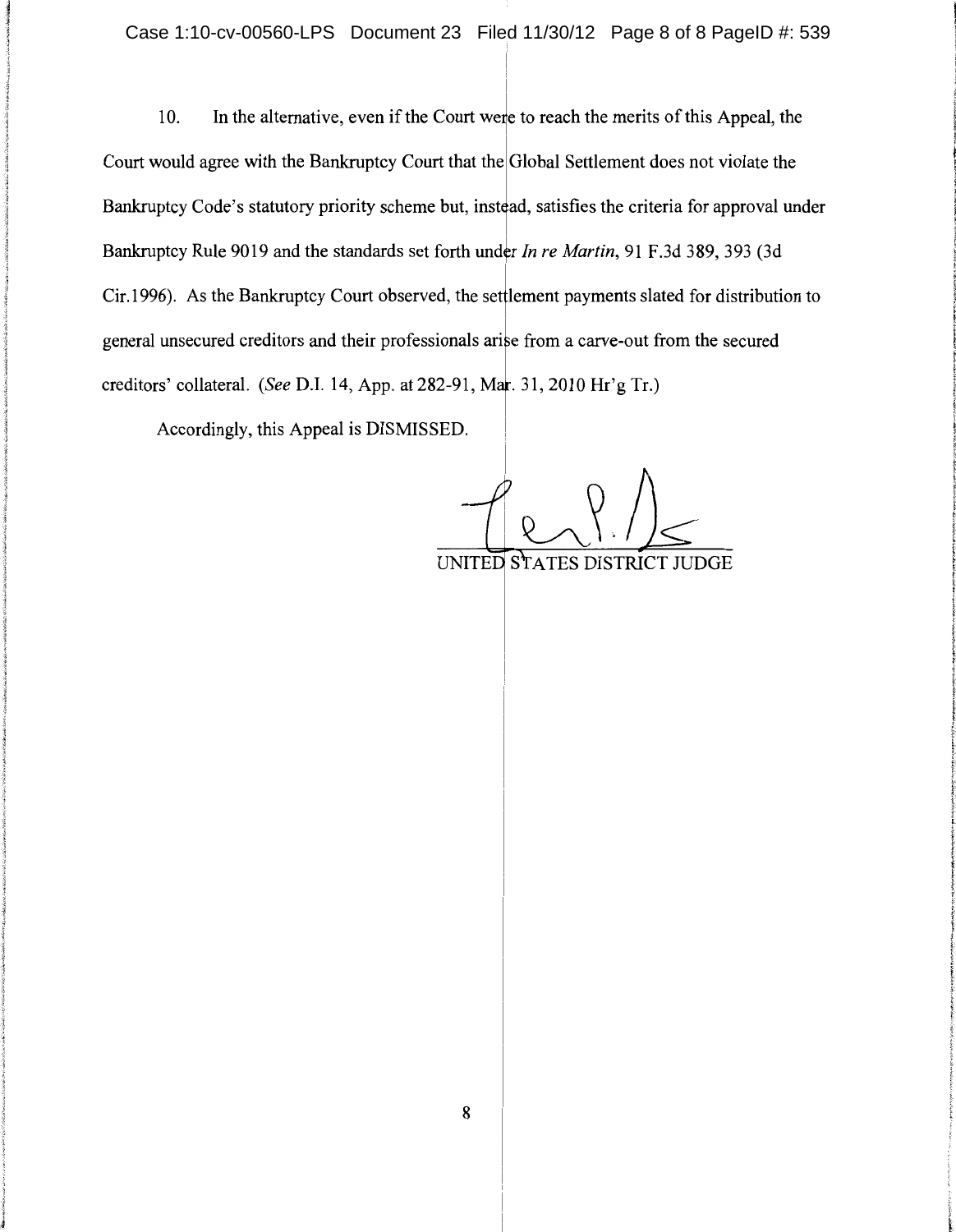10. In the alternative, even if the Court were to reach the merits of this Appeal, the Court would agree with the Bankruptcy Court that the Global Settlement does not violate the Bankruptcy Code's statutory priority scheme but, instead, satisfies the criteria for approval under Bankruptcy Rule 9019 and the standards set forth under *In re Martin*, 91 F.3d 389, 393 (3d Cir.1996). As the Bankruptcy Court observed, the settlement payments slated for distribution to general unsecured creditors and their professionals arise from a carve-out from the secured creditors' collateral. (*See* D.I. 14, App. at 282-91, Mar. 31, 2010 Hr'g Tr.)

Accordingly, this Appeal is DISMISSED.

UNITED STATES DISTRICT JUDGE